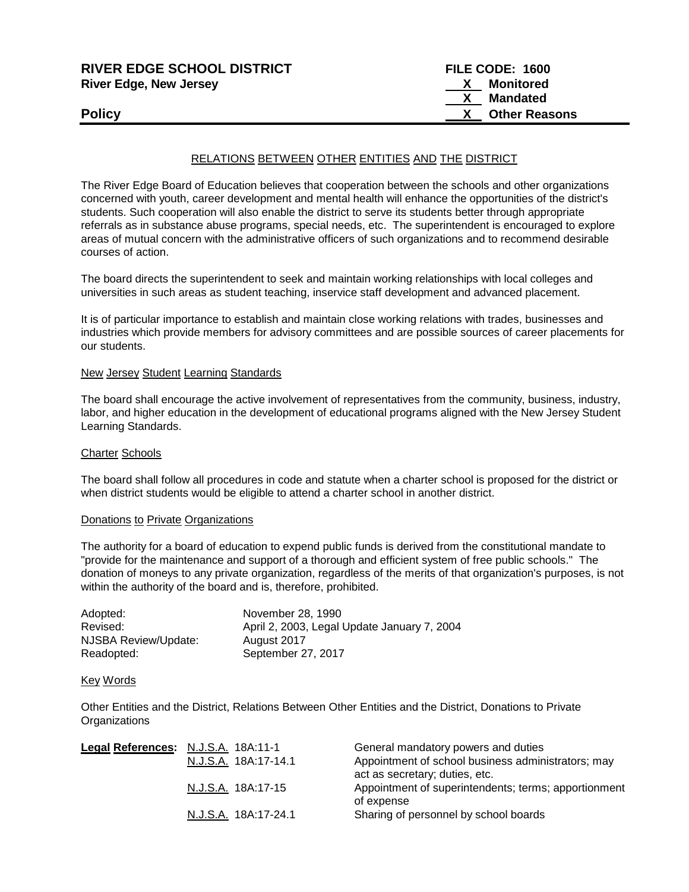**RIVER EDGE SCHOOL DISTRICT**
**River Edge, New Jersey**

**FILE CODE: 1600**
**X Monitored**
**X Mandated**
**X Other Reasons**

**Policy**

## RELATIONS BETWEEN OTHER ENTITIES AND THE DISTRICT

The River Edge Board of Education believes that cooperation between the schools and other organizations concerned with youth, career development and mental health will enhance the opportunities of the district's students. Such cooperation will also enable the district to serve its students better through appropriate referrals as in substance abuse programs, special needs, etc. The superintendent is encouraged to explore areas of mutual concern with the administrative officers of such organizations and to recommend desirable courses of action.

The board directs the superintendent to seek and maintain working relationships with local colleges and universities in such areas as student teaching, inservice staff development and advanced placement.

It is of particular importance to establish and maintain close working relations with trades, businesses and industries which provide members for advisory committees and are possible sources of career placements for our students.

### New Jersey Student Learning Standards

The board shall encourage the active involvement of representatives from the community, business, industry, labor, and higher education in the development of educational programs aligned with the New Jersey Student Learning Standards.

### Charter Schools

The board shall follow all procedures in code and statute when a charter school is proposed for the district or when district students would be eligible to attend a charter school in another district.

### Donations to Private Organizations

The authority for a board of education to expend public funds is derived from the constitutional mandate to "provide for the maintenance and support of a thorough and efficient system of free public schools." The donation of moneys to any private organization, regardless of the merits of that organization's purposes, is not within the authority of the board and is, therefore, prohibited.

| | |
|---|---|
| Adopted: | November 28, 1990 |
| Revised: | April 2, 2003, Legal Update January 7, 2004 |
| NJSBA Review/Update: | August 2017 |
| Readopted: | September 27, 2017 |

### Key Words

Other Entities and the District, Relations Between Other Entities and the District, Donations to Private Organizations

| **Legal References:** | | |
|---|---|---|
| | N.J.S.A. 18A:11-1 | General mandatory powers and duties |
| | N.J.S.A. 18A:17-14.1 | Appointment of school business administrators; may act as secretary; duties, etc. |
| | N.J.S.A. 18A:17-15 | Appointment of superintendents; terms; apportionment of expense |
| | N.J.S.A. 18A:17-24.1 | Sharing of personnel by school boards |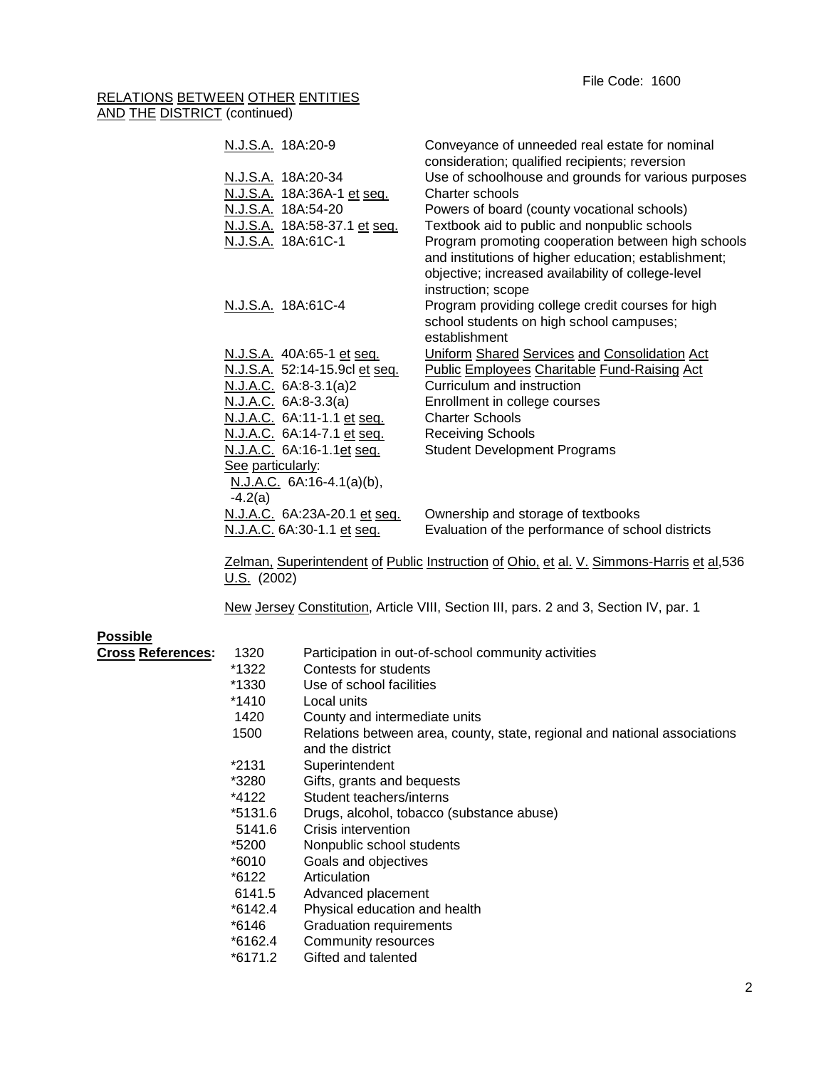RELATIONS BETWEEN OTHER ENTITIES AND THE DISTRICT (continued)

| | |
|---|---|
| N.J.S.A. 18A:20-9 | Conveyance of unneeded real estate for nominal consideration; qualified recipients; reversion |
| N.J.S.A. 18A:20-34 | Use of schoolhouse and grounds for various purposes |
| N.J.S.A. 18A:36A-1 et seq. | Charter schools |
| N.J.S.A. 18A:54-20 | Powers of board (county vocational schools) |
| N.J.S.A. 18A:58-37.1 et seq. | Textbook aid to public and nonpublic schools |
| N.J.S.A. 18A:61C-1 | Program promoting cooperation between high schools and institutions of higher education; establishment; objective; increased availability of college-level instruction; scope |
| N.J.S.A. 18A:61C-4 | Program providing college credit courses for high school students on high school campuses; establishment |
| N.J.S.A. 40A:65-1 et seq. | Uniform Shared Services and Consolidation Act |
| N.J.S.A. 52:14-15.9cl et seq. | Public Employees Charitable Fund-Raising Act |
| N.J.A.C. 6A:8-3.1(a)2 | Curriculum and instruction |
| N.J.A.C. 6A:8-3.3(a) | Enrollment in college courses |
| N.J.A.C. 6A:11-1.1 et seq. | Charter Schools |
| N.J.A.C. 6A:14-7.1 et seq. | Receiving Schools |
| N.J.A.C. 6A:16-1.1et seq. | Student Development Programs |
| See particularly: N.J.A.C. 6A:16-4.1(a)(b), -4.2(a) | |
| N.J.A.C. 6A:23A-20.1 et seq. | Ownership and storage of textbooks |
| N.J.A.C. 6A:30-1.1 et seq. | Evaluation of the performance of school districts |

Zelman, Superintendent of Public Instruction of Ohio, et al. V. Simmons-Harris et al,536 U.S. (2002)

New Jersey Constitution, Article VIII, Section III, pars. 2 and 3, Section IV, par. 1

**Possible Cross References:**

| | |
|---|---|
| 1320 | Participation in out-of-school community activities |
| *1322 | Contests for students |
| *1330 | Use of school facilities |
| *1410 | Local units |
| 1420 | County and intermediate units |
| 1500 | Relations between area, county, state, regional and national associations and the district |
| *2131 | Superintendent |
| *3280 | Gifts, grants and bequests |
| *4122 | Student teachers/interns |
| *5131.6 | Drugs, alcohol, tobacco (substance abuse) |
| 5141.6 | Crisis intervention |
| *5200 | Nonpublic school students |
| *6010 | Goals and objectives |
| *6122 | Articulation |
| 6141.5 | Advanced placement |
| *6142.4 | Physical education and health |
| *6146 | Graduation requirements |
| *6162.4 | Community resources |
| *6171.2 | Gifted and talented |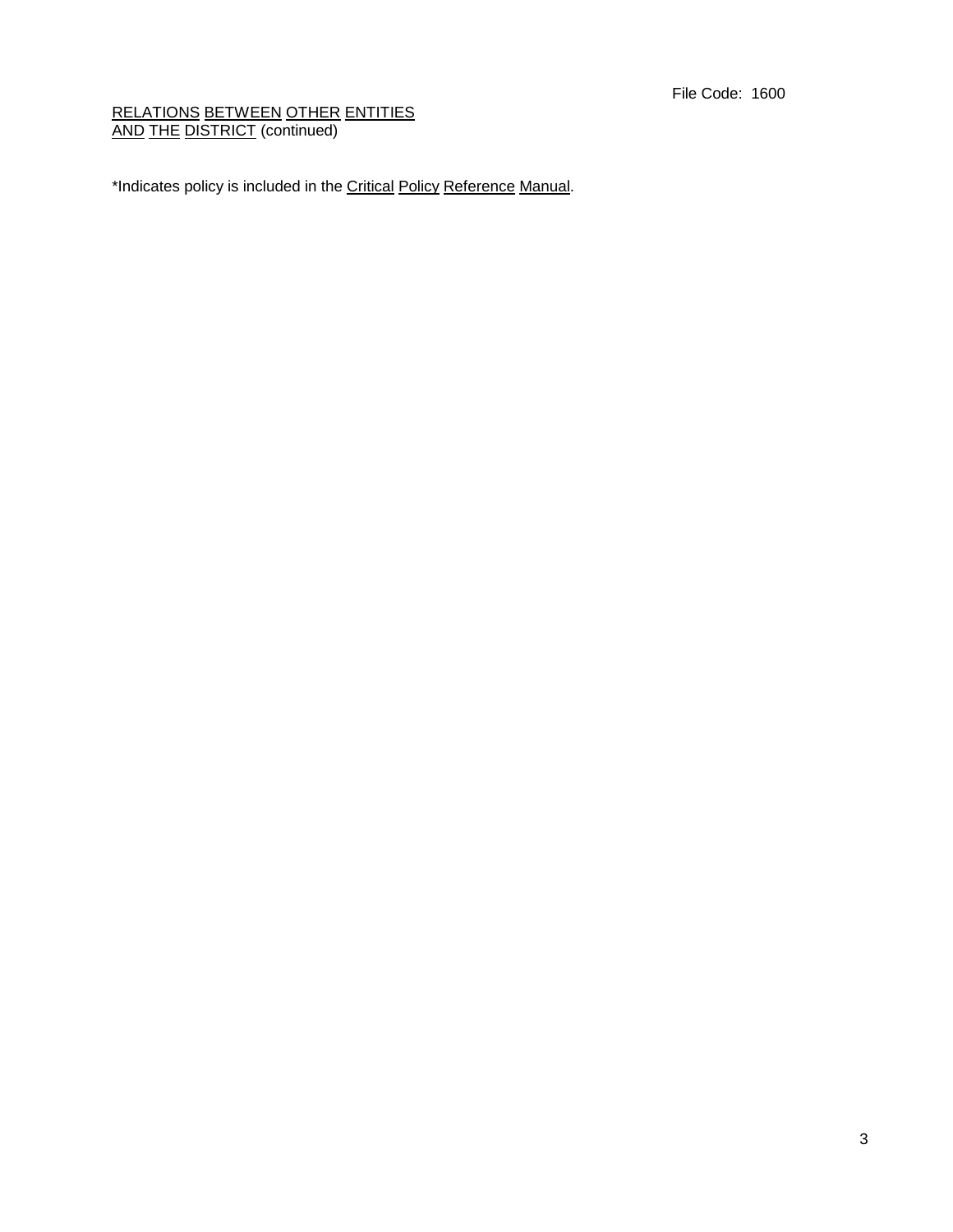File Code: 1600

RELATIONS BETWEEN OTHER ENTITIES AND THE DISTRICT (continued)

*Indicates policy is included in the Critical Policy Reference Manual.